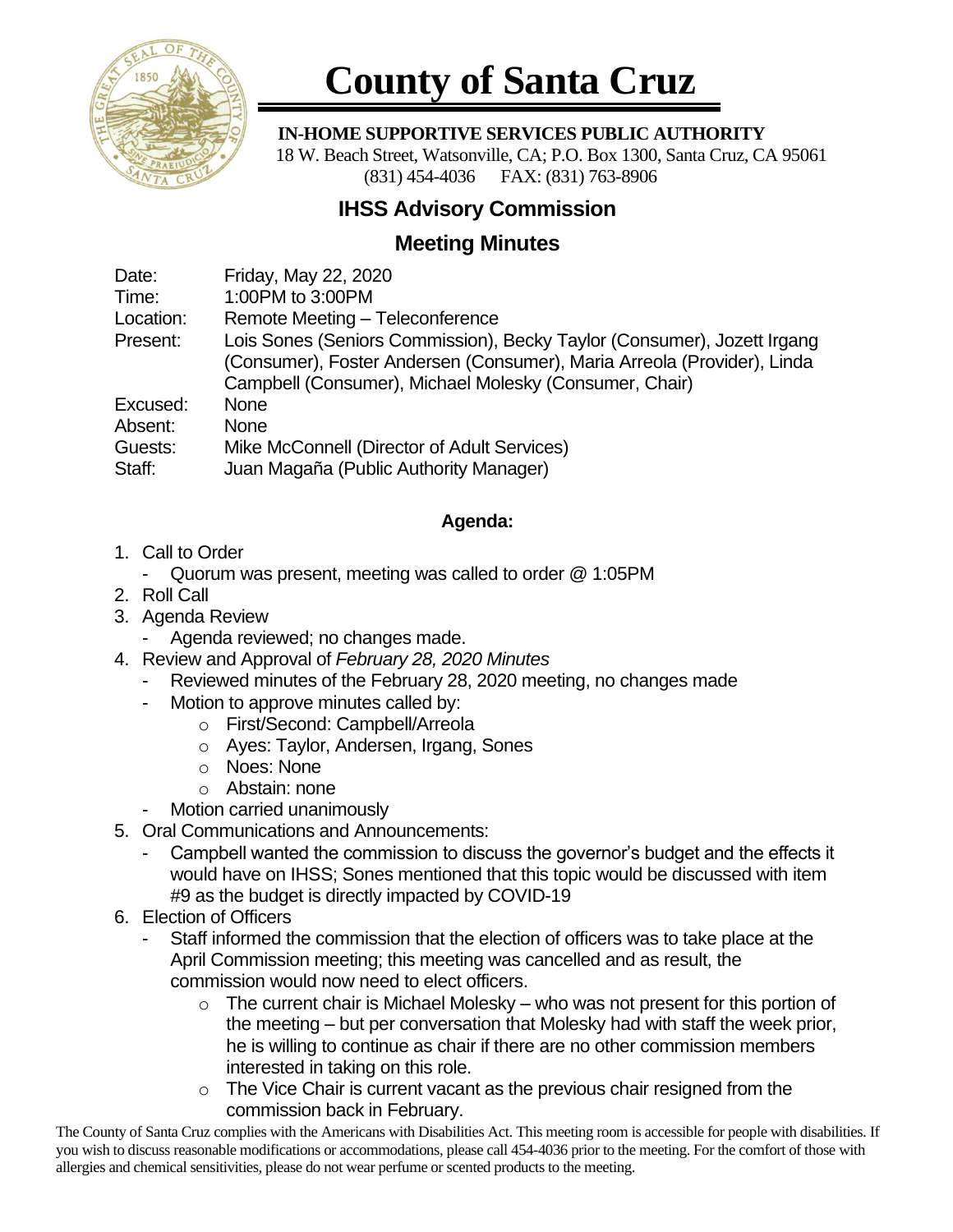# County of Santa Cruz

**IN-HOME SUPPORTIVE SERVICES PUBLIC AUTHORITY**
18 W. Beach Street, Watsonville, CA; P.O. Box 1300, Santa Cruz, CA 95061
(831) 454-4036 FAX: (831) 763-8906

## IHSS Advisory Commission

## Meeting Minutes

Date: Friday, May 22, 2020
Time: 1:00PM to 3:00PM
Location: Remote Meeting – Teleconference
Present: Lois Sones (Seniors Commission), Becky Taylor (Consumer), Jozett Irgang (Consumer), Foster Andersen (Consumer), Maria Arreola (Provider), Linda Campbell (Consumer), Michael Molesky (Consumer, Chair)
Excused: None
Absent: None
Guests: Mike McConnell (Director of Adult Services)
Staff: Juan Magaña (Public Authority Manager)

**Agenda:**

1. Call to Order
   - Quorum was present, meeting was called to order @ 1:05PM
2. Roll Call
3. Agenda Review
   - Agenda reviewed; no changes made.
4. Review and Approval of *February 28, 2020 Minutes*
   - Reviewed minutes of the February 28, 2020 meeting, no changes made
   - Motion to approve minutes called by:
     - First/Second: Campbell/Arreola
     - Ayes: Taylor, Andersen, Irgang, Sones
     - Noes: None
     - Abstain: none
   - Motion carried unanimously
5. Oral Communications and Announcements:
   - Campbell wanted the commission to discuss the governor's budget and the effects it would have on IHSS; Sones mentioned that this topic would be discussed with item #9 as the budget is directly impacted by COVID-19
6. Election of Officers
   - Staff informed the commission that the election of officers was to take place at the April Commission meeting; this meeting was cancelled and as result, the commission would now need to elect officers.
     - The current chair is Michael Molesky – who was not present for this portion of the meeting – but per conversation that Molesky had with staff the week prior, he is willing to continue as chair if there are no other commission members interested in taking on this role.
     - The Vice Chair is current vacant as the previous chair resigned from the commission back in February.

The County of Santa Cruz complies with the Americans with Disabilities Act. This meeting room is accessible for people with disabilities. If you wish to discuss reasonable modifications or accommodations, please call 454-4036 prior to the meeting. For the comfort of those with allergies and chemical sensitivities, please do not wear perfume or scented products to the meeting.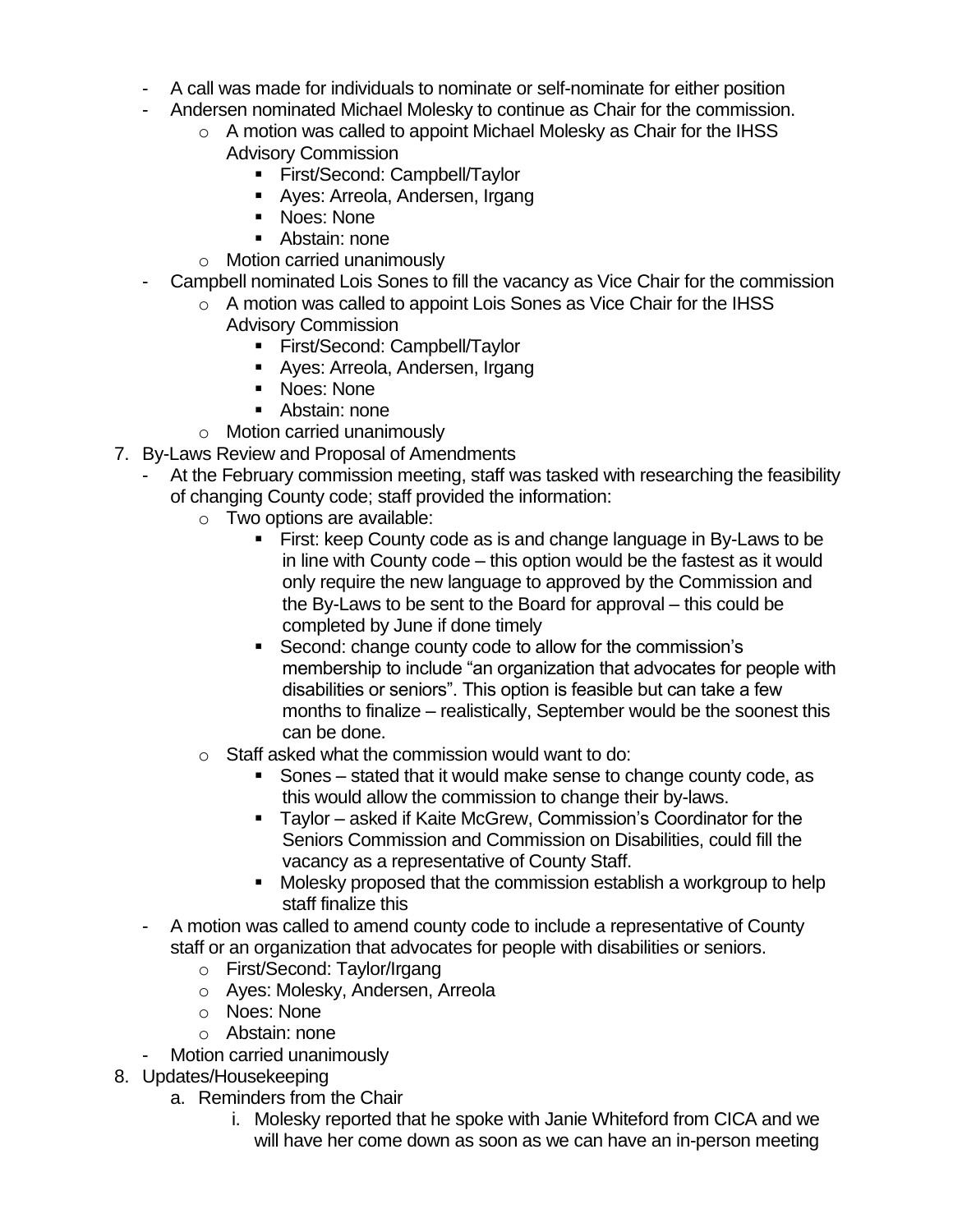- A call was made for individuals to nominate or self-nominate for either position
- Andersen nominated Michael Molesky to continue as Chair for the commission.
    - A motion was called to appoint Michael Molesky as Chair for the IHSS Advisory Commission
        - First/Second: Campbell/Taylor
        - Ayes: Arreola, Andersen, Irgang
        - Noes: None
        - Abstain: none
    - Motion carried unanimously
- Campbell nominated Lois Sones to fill the vacancy as Vice Chair for the commission
    - A motion was called to appoint Lois Sones as Vice Chair for the IHSS Advisory Commission
        - First/Second: Campbell/Taylor
        - Ayes: Arreola, Andersen, Irgang
        - Noes: None
        - Abstain: none
    - Motion carried unanimously

7. By-Laws Review and Proposal of Amendments
    - At the February commission meeting, staff was tasked with researching the feasibility of changing County code; staff provided the information:
        - Two options are available:
            - First: keep County code as is and change language in By-Laws to be in line with County code – this option would be the fastest as it would only require the new language to approved by the Commission and the By-Laws to be sent to the Board for approval – this could be completed by June if done timely
            - Second: change county code to allow for the commission's membership to include "an organization that advocates for people with disabilities or seniors". This option is feasible but can take a few months to finalize – realistically, September would be the soonest this can be done.
        - Staff asked what the commission would want to do:
            - Sones – stated that it would make sense to change county code, as this would allow the commission to change their by-laws.
            - Taylor – asked if Kaite McGrew, Commission's Coordinator for the Seniors Commission and Commission on Disabilities, could fill the vacancy as a representative of County Staff.
            - Molesky proposed that the commission establish a workgroup to help staff finalize this
    - A motion was called to amend county code to include a representative of County staff or an organization that advocates for people with disabilities or seniors.
        - First/Second: Taylor/Irgang
        - Ayes: Molesky, Andersen, Arreola
        - Noes: None
        - Abstain: none
    - Motion carried unanimously

8. Updates/Housekeeping
    a. Reminders from the Chair
        i. Molesky reported that he spoke with Janie Whiteford from CICA and we will have her come down as soon as we can have an in-person meeting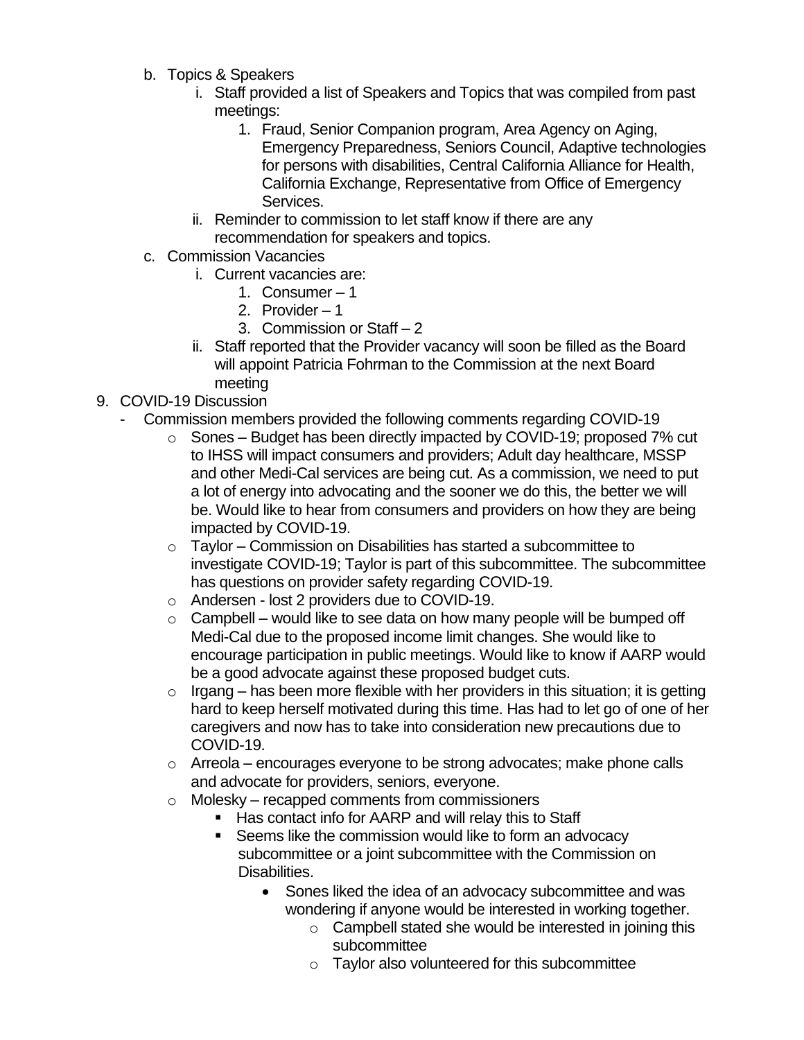b. Topics & Speakers
   i. Staff provided a list of Speakers and Topics that was compiled from past meetings:
      1. Fraud, Senior Companion program, Area Agency on Aging, Emergency Preparedness, Seniors Council, Adaptive technologies for persons with disabilities, Central California Alliance for Health, California Exchange, Representative from Office of Emergency Services.
   ii. Reminder to commission to let staff know if there are any recommendation for speakers and topics.
c. Commission Vacancies
   i. Current vacancies are:
      1. Consumer – 1
      2. Provider – 1
      3. Commission or Staff – 2
   ii. Staff reported that the Provider vacancy will soon be filled as the Board will appoint Patricia Fohrman to the Commission at the next Board meeting

9. COVID-19 Discussion
   - Commission members provided the following comments regarding COVID-19
     - Sones – Budget has been directly impacted by COVID-19; proposed 7% cut to IHSS will impact consumers and providers; Adult day healthcare, MSSP and other Medi-Cal services are being cut. As a commission, we need to put a lot of energy into advocating and the sooner we do this, the better we will be. Would like to hear from consumers and providers on how they are being impacted by COVID-19.
     - Taylor – Commission on Disabilities has started a subcommittee to investigate COVID-19; Taylor is part of this subcommittee. The subcommittee has questions on provider safety regarding COVID-19.
     - Andersen - lost 2 providers due to COVID-19.
     - Campbell – would like to see data on how many people will be bumped off Medi-Cal due to the proposed income limit changes. She would like to encourage participation in public meetings. Would like to know if AARP would be a good advocate against these proposed budget cuts.
     - Irgang – has been more flexible with her providers in this situation; it is getting hard to keep herself motivated during this time. Has had to let go of one of her caregivers and now has to take into consideration new precautions due to COVID-19.
     - Arreola – encourages everyone to be strong advocates; make phone calls and advocate for providers, seniors, everyone.
     - Molesky – recapped comments from commissioners
       - Has contact info for AARP and will relay this to Staff
       - Seems like the commission would like to form an advocacy subcommittee or a joint subcommittee with the Commission on Disabilities.
         - Sones liked the idea of an advocacy subcommittee and was wondering if anyone would be interested in working together.
           - Campbell stated she would be interested in joining this subcommittee
           - Taylor also volunteered for this subcommittee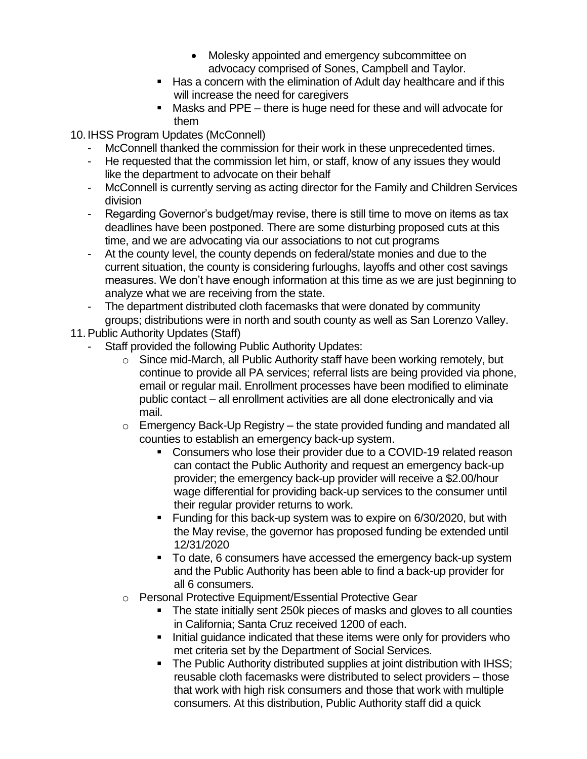- Molesky appointed and emergency subcommittee on advocacy comprised of Sones, Campbell and Taylor.
    - Has a concern with the elimination of Adult day healthcare and if this will increase the need for caregivers
    - Masks and PPE – there is huge need for these and will advocate for them

10. IHSS Program Updates (McConnell)
    - McConnell thanked the commission for their work in these unprecedented times.
    - He requested that the commission let him, or staff, know of any issues they would like the department to advocate on their behalf
    - McConnell is currently serving as acting director for the Family and Children Services division
    - Regarding Governor's budget/may revise, there is still time to move on items as tax deadlines have been postponed. There are some disturbing proposed cuts at this time, and we are advocating via our associations to not cut programs
    - At the county level, the county depends on federal/state monies and due to the current situation, the county is considering furloughs, layoffs and other cost savings measures. We don't have enough information at this time as we are just beginning to analyze what we are receiving from the state.
    - The department distributed cloth facemasks that were donated by community groups; distributions were in north and south county as well as San Lorenzo Valley.

11. Public Authority Updates (Staff)
    - Staff provided the following Public Authority Updates:
        - Since mid-March, all Public Authority staff have been working remotely, but continue to provide all PA services; referral lists are being provided via phone, email or regular mail. Enrollment processes have been modified to eliminate public contact – all enrollment activities are all done electronically and via mail.
        - Emergency Back-Up Registry – the state provided funding and mandated all counties to establish an emergency back-up system.
            - Consumers who lose their provider due to a COVID-19 related reason can contact the Public Authority and request an emergency back-up provider; the emergency back-up provider will receive a $2.00/hour wage differential for providing back-up services to the consumer until their regular provider returns to work.
            - Funding for this back-up system was to expire on 6/30/2020, but with the May revise, the governor has proposed funding be extended until 12/31/2020
            - To date, 6 consumers have accessed the emergency back-up system and the Public Authority has been able to find a back-up provider for all 6 consumers.
        - Personal Protective Equipment/Essential Protective Gear
            - The state initially sent 250k pieces of masks and gloves to all counties in California; Santa Cruz received 1200 of each.
            - Initial guidance indicated that these items were only for providers who met criteria set by the Department of Social Services.
            - The Public Authority distributed supplies at joint distribution with IHSS; reusable cloth facemasks were distributed to select providers – those that work with high risk consumers and those that work with multiple consumers. At this distribution, Public Authority staff did a quick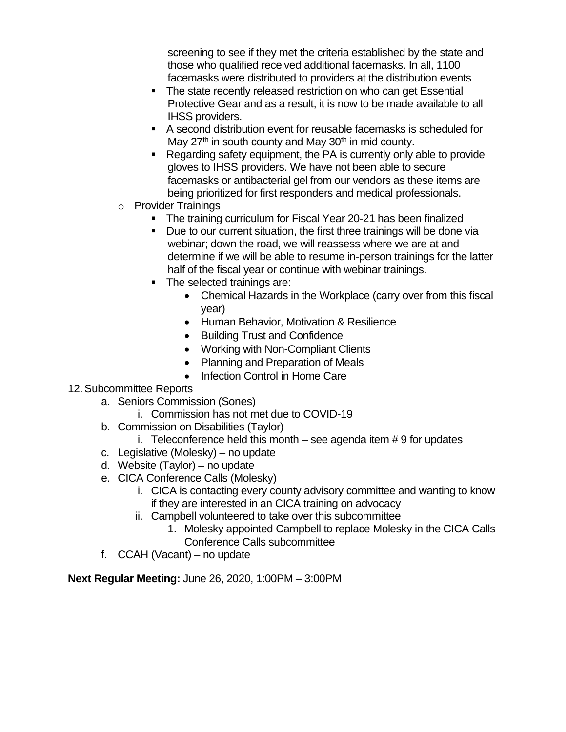- screening to see if they met the criteria established by the state and those who qualified received additional facemasks. In all, 1100 facemasks were distributed to providers at the distribution events
        - The state recently released restriction on who can get Essential Protective Gear and as a result, it is now to be made available to all IHSS providers.
        - A second distribution event for reusable facemasks is scheduled for May 27th in south county and May 30th in mid county.
        - Regarding safety equipment, the PA is currently only able to provide gloves to IHSS providers. We have not been able to secure facemasks or antibacterial gel from our vendors as these items are being prioritized for first responders and medical professionals.
    - Provider Trainings
        - The training curriculum for Fiscal Year 20-21 has been finalized
        - Due to our current situation, the first three trainings will be done via webinar; down the road, we will reassess where we are at and determine if we will be able to resume in-person trainings for the latter half of the fiscal year or continue with webinar trainings.
        - The selected trainings are:
            - Chemical Hazards in the Workplace (carry over from this fiscal year)
            - Human Behavior, Motivation & Resilience
            - Building Trust and Confidence
            - Working with Non-Compliant Clients
            - Planning and Preparation of Meals
            - Infection Control in Home Care

12. Subcommittee Reports
    a. Seniors Commission (Sones)
        i. Commission has not met due to COVID-19
    b. Commission on Disabilities (Taylor)
        i. Teleconference held this month – see agenda item # 9 for updates
    c. Legislative (Molesky) – no update
    d. Website (Taylor) – no update
    e. CICA Conference Calls (Molesky)
        i. CICA is contacting every county advisory committee and wanting to know if they are interested in an CICA training on advocacy
        ii. Campbell volunteered to take over this subcommittee
            1. Molesky appointed Campbell to replace Molesky in the CICA Calls Conference Calls subcommittee
    f. CCAH (Vacant) – no update

**Next Regular Meeting:** June 26, 2020, 1:00PM – 3:00PM